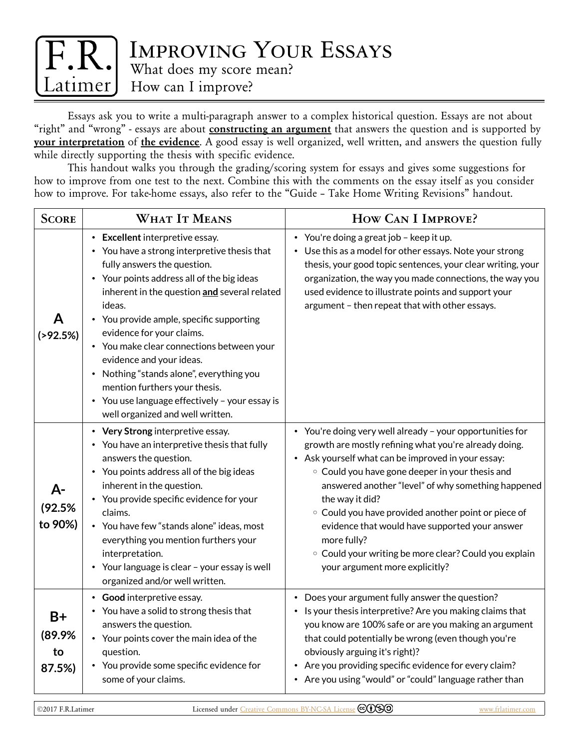# F.R. Latimer

# Improving Your Essays

## What does my score mean?
## How can I improve?

Essays ask you to write a multi-paragraph answer to a complex historical question. Essays are not about "right" and "wrong" - essays are about **constructing an argument** that answers the question and is supported by **your interpretation** of **the evidence**. A good essay is well organized, well written, and answers the question fully while directly supporting the thesis with specific evidence.

This handout walks you through the grading/scoring system for essays and gives some suggestions for how to improve from one test to the next. Combine this with the comments on the essay itself as you consider how to improve. For take-home essays, also refer to the "Guide – Take Home Writing Revisions" handout.

| Score | What It Means | How Can I Improve? |
|---|---|---|
| **A (>92.5%)** | • **Excellent** interpretive essay.<br>• You have a strong interpretive thesis that fully answers the question.<br>• Your points address all of the big ideas inherent in the question **and** several related ideas.<br>• You provide ample, specific supporting evidence for your claims.<br>• You make clear connections between your evidence and your ideas.<br>• Nothing "stands alone", everything you mention furthers your thesis.<br>• You use language effectively – your essay is well organized and well written. | • You're doing a great job – keep it up.<br>• Use this as a model for other essays. Note your strong thesis, your good topic sentences, your clear writing, your organization, the way you made connections, the way you used evidence to illustrate points and support your argument – then repeat that with other essays. |
| **A- (92.5% to 90%)** | • **Very Strong** interpretive essay.<br>• You have an interpretive thesis that fully answers the question.<br>• You points address all of the big ideas inherent in the question.<br>• You provide specific evidence for your claims.<br>• You have few "stands alone" ideas, most everything you mention furthers your interpretation.<br>• Your language is clear – your essay is well organized and/or well written. | • You're doing very well already – your opportunities for growth are mostly refining what you're already doing.<br>• Ask yourself what can be improved in your essay:<br>&nbsp;&nbsp;◦ Could you have gone deeper in your thesis and answered another "level" of why something happened the way it did?<br>&nbsp;&nbsp;◦ Could you have provided another point or piece of evidence that would have supported your answer more fully?<br>&nbsp;&nbsp;◦ Could your writing be more clear? Could you explain your argument more explicitly? |
| **B+ (89.9% to 87.5%)** | • **Good** interpretive essay.<br>• You have a solid to strong thesis that answers the question.<br>• Your points cover the main idea of the question.<br>• You provide some specific evidence for some of your claims. | • Does your argument fully answer the question?<br>• Is your thesis interpretive? Are you making claims that you know are 100% safe or are you making an argument that could potentially be wrong (even though you're obviously arguing it's right)?<br>• Are you providing specific evidence for every claim?<br>• Are you using "would" or "could" language rather than |

©2017 F.R.Latimer Licensed under Creative Commons BY-NC-SA License www.frlatimer.com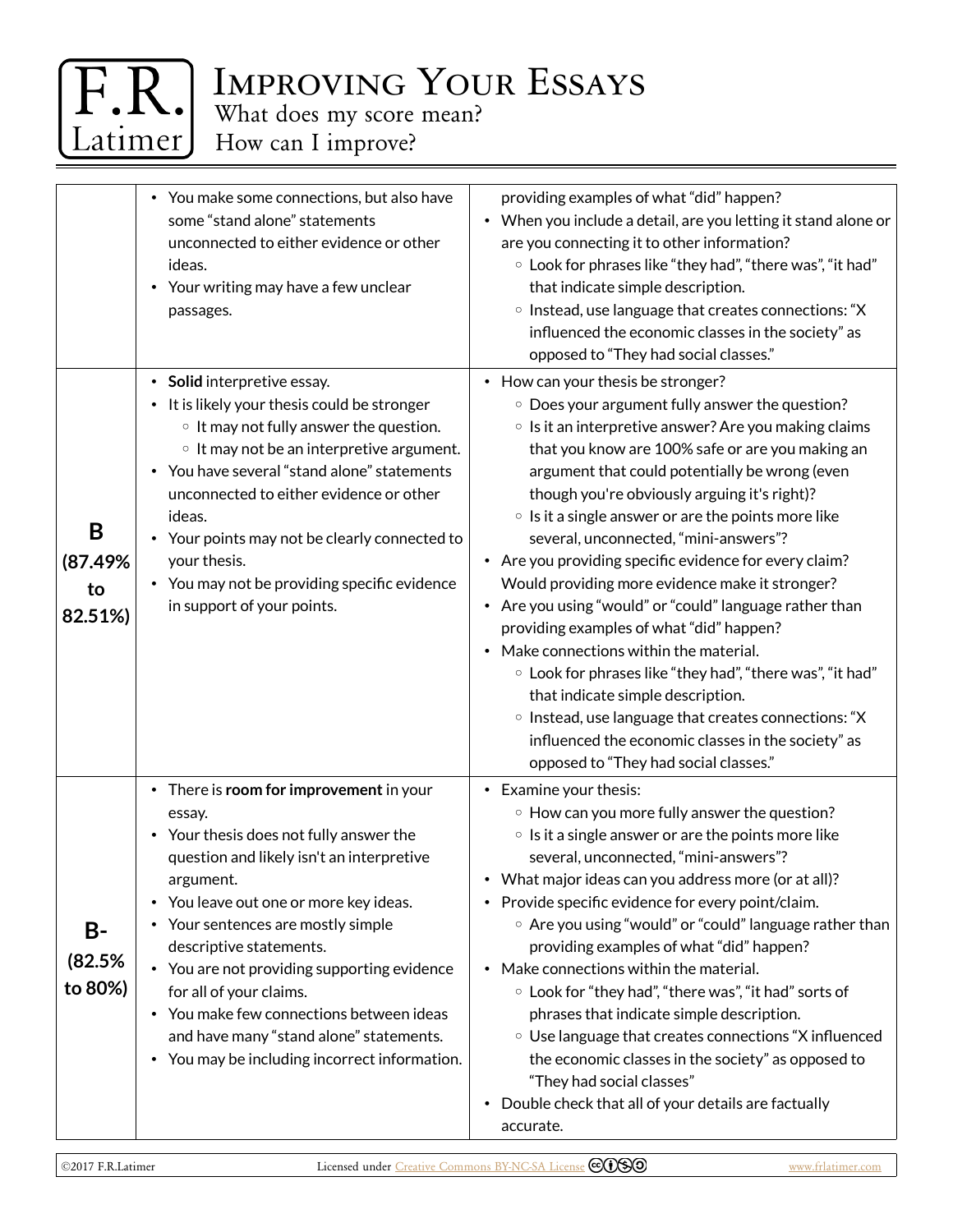# Improving Your Essays

What does my score mean?
How can I improve?

| | | |
|---|---|---|
| | • You make some connections, but also have some "stand alone" statements unconnected to either evidence or other ideas.<br>• Your writing may have a few unclear passages. | providing examples of what "did" happen?<br>• When you include a detail, are you letting it stand alone or are you connecting it to other information?<br>  ◦ Look for phrases like "they had", "there was", "it had" that indicate simple description.<br>  ◦ Instead, use language that creates connections: "X influenced the economic classes in the society" as opposed to "They had social classes." |
| **B (87.49% to 82.51%)** | • **Solid** interpretive essay.<br>• It is likely your thesis could be stronger<br>  ◦ It may not fully answer the question.<br>  ◦ It may not be an interpretive argument.<br>• You have several "stand alone" statements unconnected to either evidence or other ideas.<br>• Your points may not be clearly connected to your thesis.<br>• You may not be providing specific evidence in support of your points. | • How can your thesis be stronger?<br>  ◦ Does your argument fully answer the question?<br>  ◦ Is it an interpretive answer? Are you making claims that you know are 100% safe or are you making an argument that could potentially be wrong (even though you're obviously arguing it's right)?<br>  ◦ Is it a single answer or are the points more like several, unconnected, "mini-answers"?<br>• Are you providing specific evidence for every claim? Would providing more evidence make it stronger?<br>• Are you using "would" or "could" language rather than providing examples of what "did" happen?<br>• Make connections within the material.<br>  ◦ Look for phrases like "they had", "there was", "it had" that indicate simple description.<br>  ◦ Instead, use language that creates connections: "X influenced the economic classes in the society" as opposed to "They had social classes." |
| **B- (82.5% to 80%)** | • There is **room for improvement** in your essay.<br>• Your thesis does not fully answer the question and likely isn't an interpretive argument.<br>• You leave out one or more key ideas.<br>• Your sentences are mostly simple descriptive statements.<br>• You are not providing supporting evidence for all of your claims.<br>• You make few connections between ideas and have many "stand alone" statements.<br>• You may be including incorrect information. | • Examine your thesis:<br>  ◦ How can you more fully answer the question?<br>  ◦ Is it a single answer or are the points more like several, unconnected, "mini-answers"?<br>• What major ideas can you address more (or at all)?<br>• Provide specific evidence for every point/claim.<br>  ◦ Are you using "would" or "could" language rather than providing examples of what "did" happen?<br>• Make connections within the material.<br>  ◦ Look for "they had", "there was", "it had" sorts of phrases that indicate simple description.<br>  ◦ Use language that creates connections "X influenced the economic classes in the society" as opposed to "They had social classes"<br>• Double check that all of your details are factually accurate. |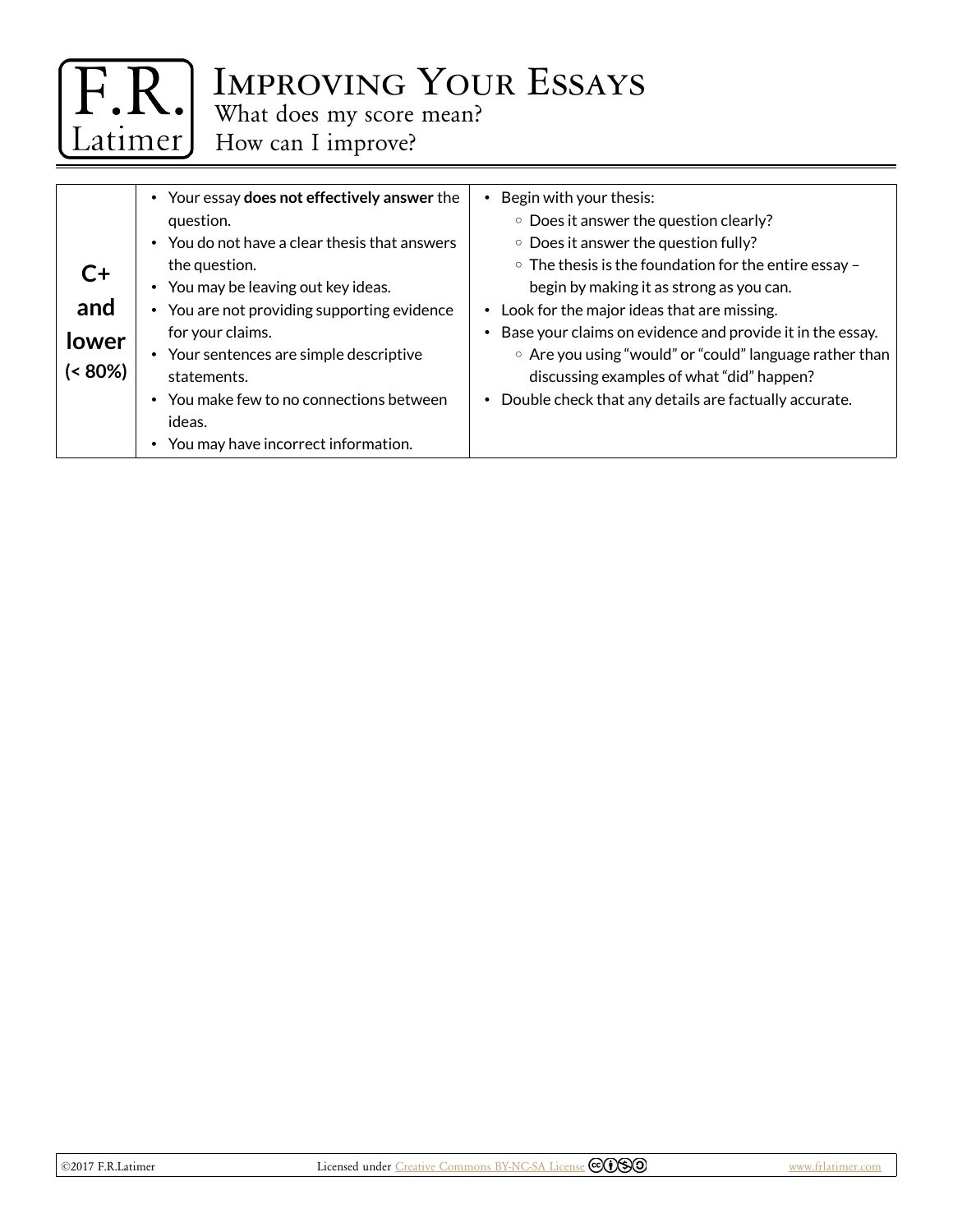| | | |
|---|---|---|
| **C+ and lower (< 80%)** | • Your essay **does not effectively answer** the question.<br>• You do not have a clear thesis that answers the question.<br>• You may be leaving out key ideas.<br>• You are not providing supporting evidence for your claims.<br>• Your sentences are simple descriptive statements.<br>• You make few to no connections between ideas.<br>• You may have incorrect information. | • Begin with your thesis:<br>  ◦ Does it answer the question clearly?<br>  ◦ Does it answer the question fully?<br>  ◦ The thesis is the foundation for the entire essay – begin by making it as strong as you can.<br>• Look for the major ideas that are missing.<br>• Base your claims on evidence and provide it in the essay.<br>  ◦ Are you using "would" or "could" language rather than discussing examples of what "did" happen?<br>• Double check that any details are factually accurate. |